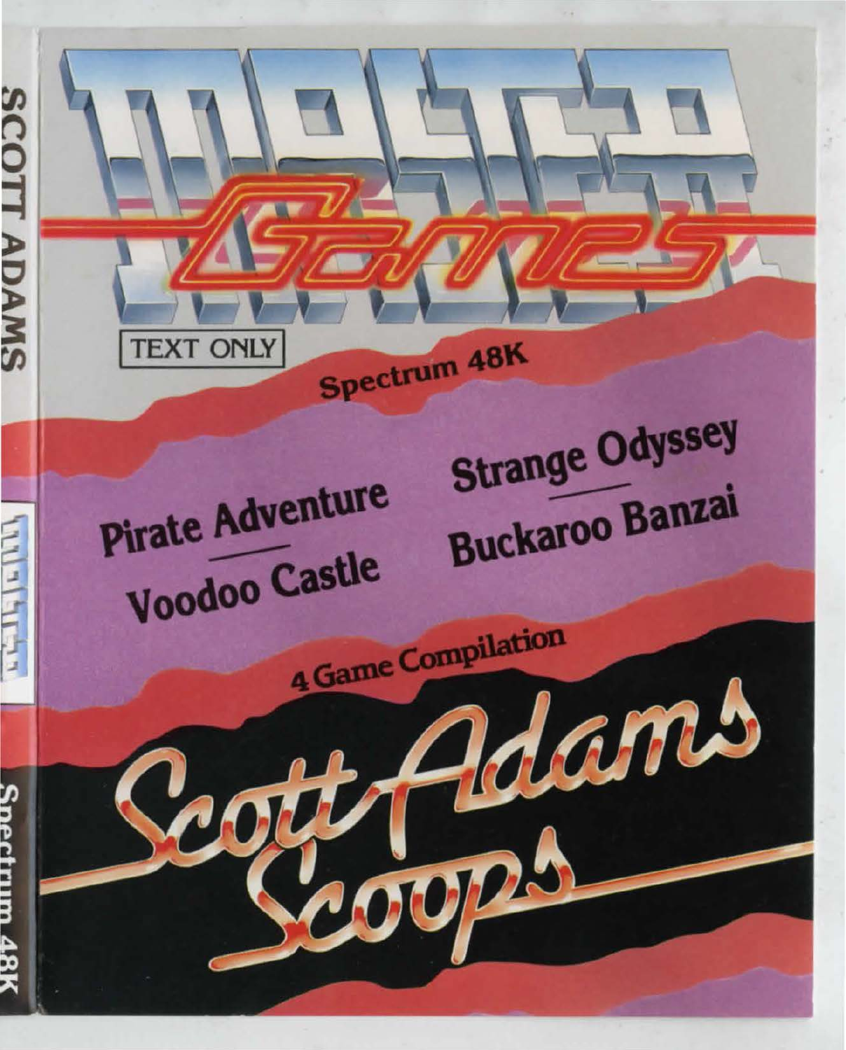# Master Games

TEXT ONLY

Spectrum 48K

Pirate Adventure

Voodoo Castle

Strange Odyssey

Buckaroo Banzai

4 Game Compilation

# Scott Adams Scoops

SCOTT ADAMS

Spectrum 48K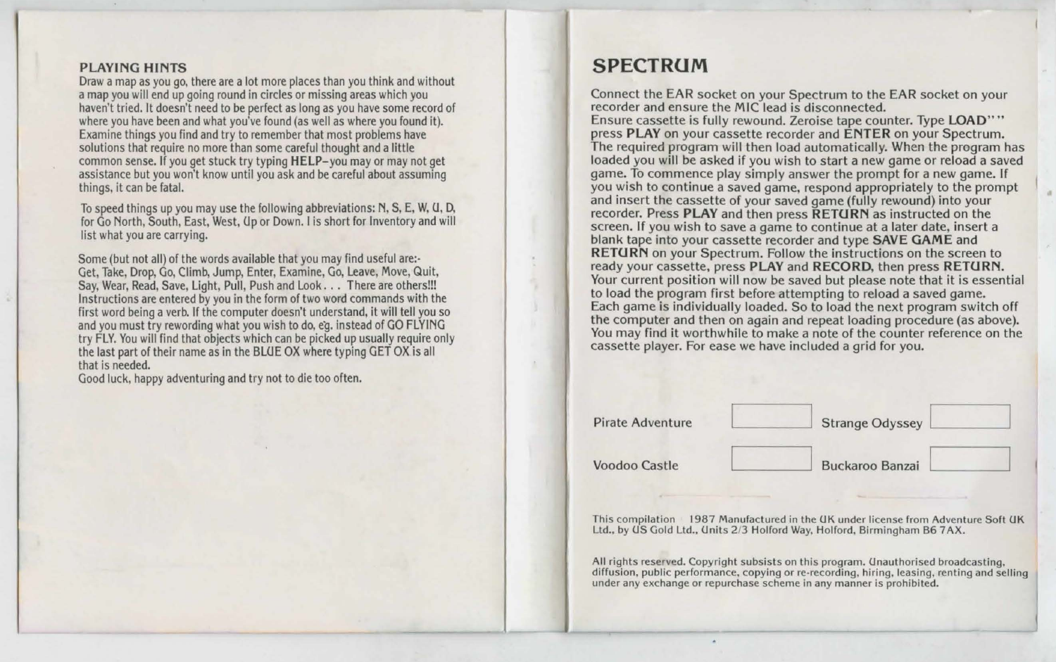## PLAYING HINTS

Draw a map as you go, there are a lot more places than you think and without a map you will end up going round in circles or missing areas which you haven't tried. It doesn't need to be perfect as long as you have some record of where you have been and what you've found (as well as where you found it). Examine things you find and try to remember that most problems have solutions that require no more than some careful thought and a little common sense. If you get stuck try typing **HELP**–you may or may not get assistance but you won't know until you ask and be careful about assuming things, it can be fatal.

To speed things up you may use the following abbreviations: N, S, E, W, U, D, for Go North, South, East, West, Up or Down. I is short for Inventory and will list what you are carrying.

Some (but not all) of the words available that you may find useful are:- Get, Take, Drop, Go, Climb, Jump, Enter, Examine, Go, Leave, Move, Quit, Say, Wear, Read, Save, Light, Pull, Push and Look . . . There are others!!! Instructions are entered by you in the form of two word commands with the first word being a verb. If the computer doesn't understand, it will tell you so and you must try rewording what you wish to do, e.g. instead of GO FLYING try FLY. You will find that objects which can be picked up usually require only the last part of their name as in the BLUE OX where typing GET OX is all that is needed.

Good luck, happy adventuring and try not to die too often.

# SPECTRUM

Connect the EAR socket on your Spectrum to the EAR socket on your recorder and ensure the MIC lead is disconnected.
Ensure cassette is fully rewound. Zeroise tape counter. Type **LOAD""** press **PLAY** on your cassette recorder and **ENTER** on your Spectrum. The required program will then load automatically. When the program has loaded you will be asked if you wish to start a new game or reload a saved game. To commence play simply answer the prompt for a new game. If you wish to continue a saved game, respond appropriately to the prompt and insert the cassette of your saved game (fully rewound) into your recorder. Press **PLAY** and then press **RETURN** as instructed on the screen. If you wish to save a game to continue at a later date, insert a blank tape into your cassette recorder and type **SAVE GAME** and **RETURN** on your Spectrum. Follow the instructions on the screen to ready your cassette, press **PLAY** and **RECORD**, then press **RETURN**. Your current position will now be saved but please note that it is essential to load the program first before attempting to reload a saved game.
Each game is individually loaded. So to load the next program switch off the computer and then on again and repeat loading procedure (as above). You may find it worthwhile to make a note of the counter reference on the cassette player. For ease we have included a grid for you.

| Pirate Adventure | | Strange Odyssey | |
|---|---|---|---|
| Voodoo Castle | | Buckaroo Banzai | |

This compilation 1987 Manufactured in the UK under license from Adventure Soft UK Ltd., by US Gold Ltd., Units 2/3 Holford Way, Holford, Birmingham B6 7AX.

All rights reserved. Copyright subsists on this program. Unauthorised broadcasting, diffusion, public performance, copying or re-recording, hiring, leasing, renting and selling under any exchange or repurchase scheme in any manner is prohibited.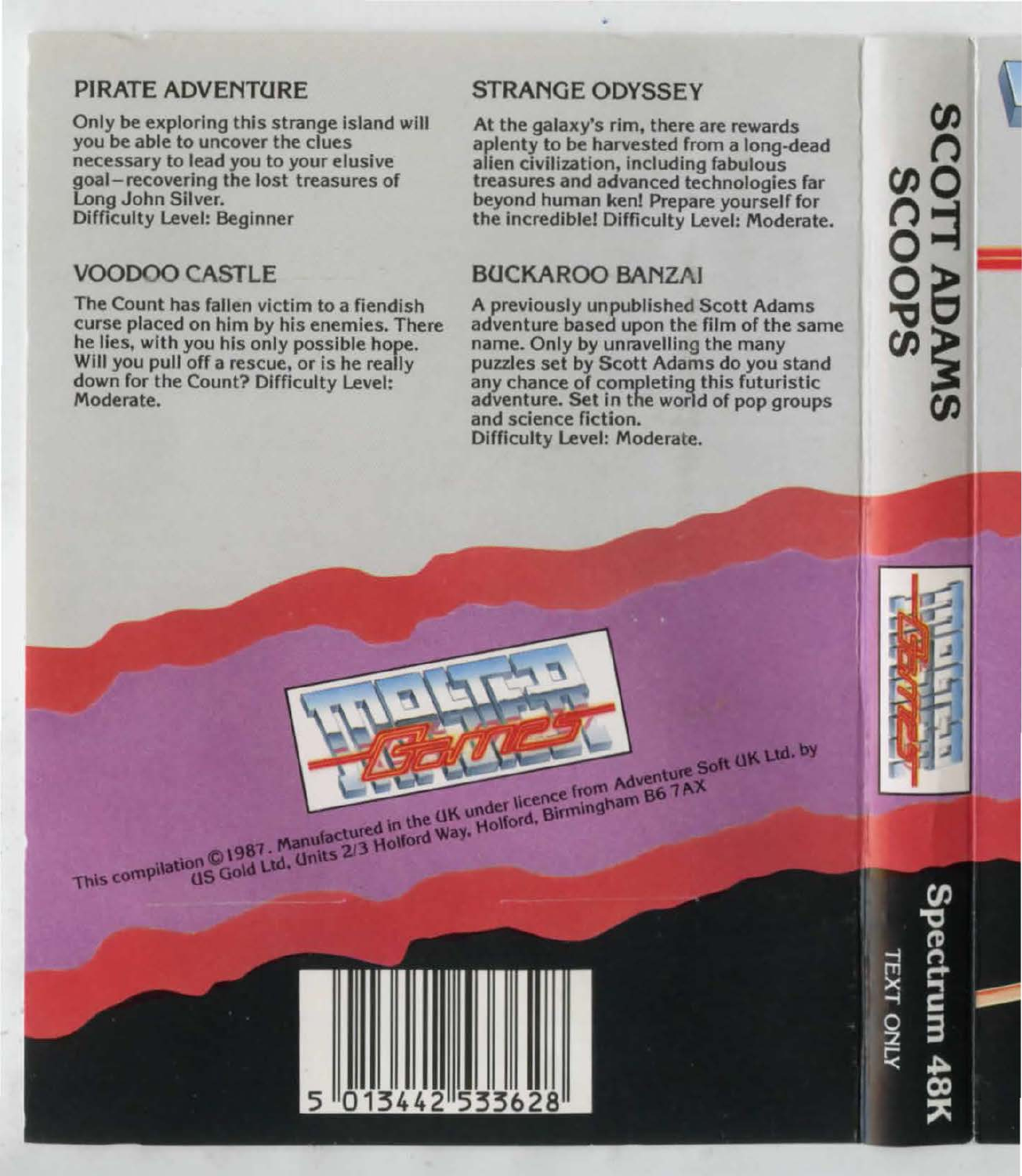## PIRATE ADVENTURE

Only be exploring this strange island will you be able to uncover the clues necessary to lead you to your elusive goal–recovering the lost treasures of Long John Silver.
Difficulty Level: Beginner

## VOODOO CASTLE

The Count has fallen victim to a fiendish curse placed on him by his enemies. There he lies, with you his only possible hope. Will you pull off a rescue, or is he really down for the Count? Difficulty Level: Moderate.

## STRANGE ODYSSEY

At the galaxy's rim, there are rewards aplenty to be harvested from a long-dead alien civilization, including fabulous treasures and advanced technologies far beyond human ken! Prepare yourself for the incredible! Difficulty Level: Moderate.

## BUCKAROO BANZAI

A previously unpublished Scott Adams adventure based upon the film of the same name. Only by unravelling the many puzzles set by Scott Adams do you stand any chance of completing this futuristic adventure. Set in the world of pop groups and science fiction.
Difficulty Level: Moderate.

Mastertronic Games

This compilation © 1987. Manufactured in the UK under licence from Adventure Soft UK Ltd. by US Gold Ltd, Units 2/3 Holford Way, Holford, Birmingham B6 7AX

5 013442 533628

SCOTT ADAMS SCOOPS

Spectrum 48K

TEXT ONLY